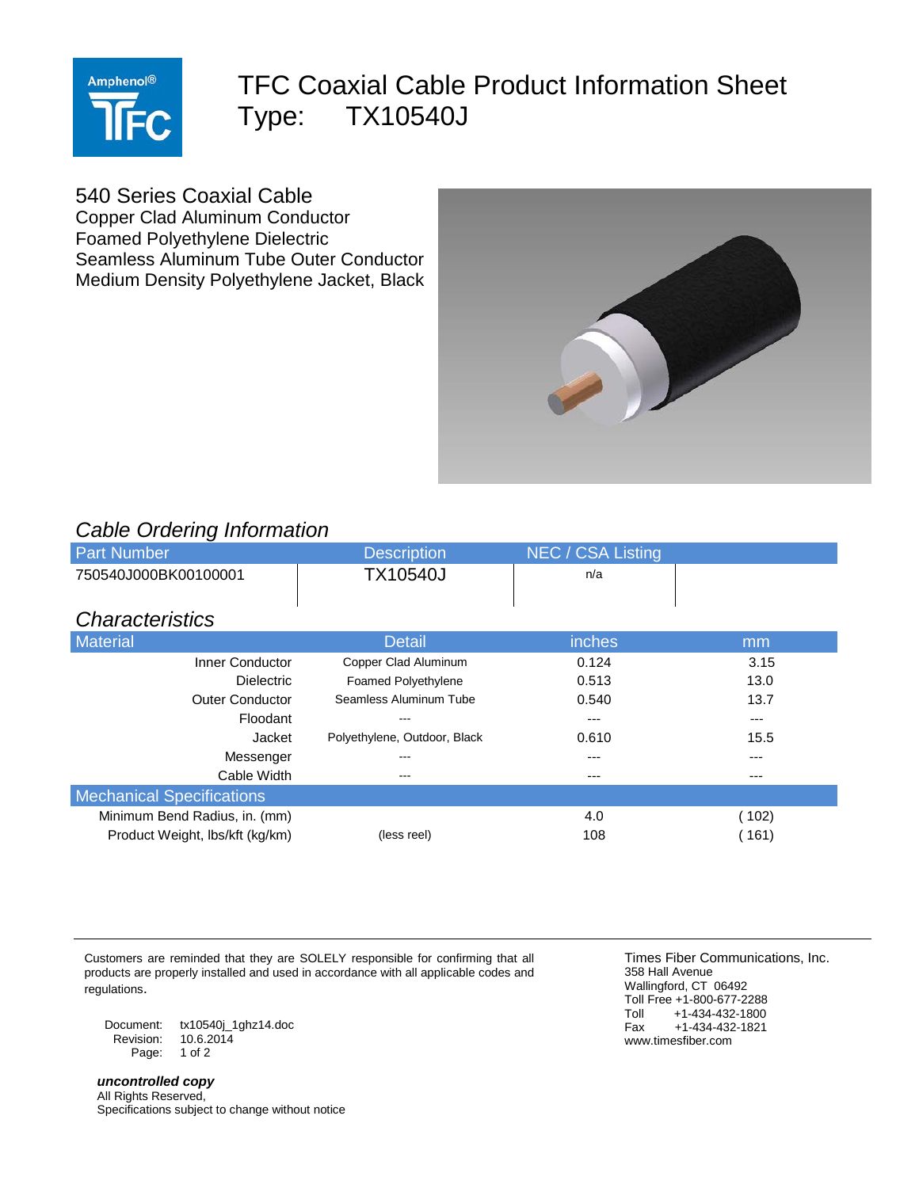# TFC Coaxial Cable Product Information Sheet
# Type: TX10540J

540 Series Coaxial Cable
Copper Clad Aluminum Conductor
Foamed Polyethylene Dielectric
Seamless Aluminum Tube Outer Conductor
Medium Density Polyethylene Jacket, Black

## *Cable Ordering Information*

| Part Number | Description | NEC / CSA Listing | |
|---|---|---|---|
| 750540J000BK00100001 | TX10540J | n/a | |

## *Characteristics*

| Material | Detail | inches | mm |
|---|---|---|---|
| Inner Conductor | Copper Clad Aluminum | 0.124 | 3.15 |
| Dielectric | Foamed Polyethylene | 0.513 | 13.0 |
| Outer Conductor | Seamless Aluminum Tube | 0.540 | 13.7 |
| Floodant | --- | --- | --- |
| Jacket | Polyethylene, Outdoor, Black | 0.610 | 15.5 |
| Messenger | --- | --- | --- |
| Cable Width | --- | --- | --- |
| **Mechanical Specifications** | | | |
| Minimum Bend Radius, in. (mm) | | 4.0 | ( 102) |
| Product Weight, lbs/kft (kg/km) | (less reel) | 108 | ( 161) |

Customers are reminded that they are SOLELY responsible for confirming that all products are properly installed and used in accordance with all applicable codes and regulations.

Document: tx10540j_1ghz14.doc
Revision: 10.6.2014

***uncontrolled copy***
All Rights Reserved,
Specifications subject to change without notice

Times Fiber Communications, Inc.
358 Hall Avenue
Wallingford, CT 06492
Toll Free +1-800-677-2288
Toll +1-434-432-1800
Fax +1-434-432-1821
www.timesfiber.com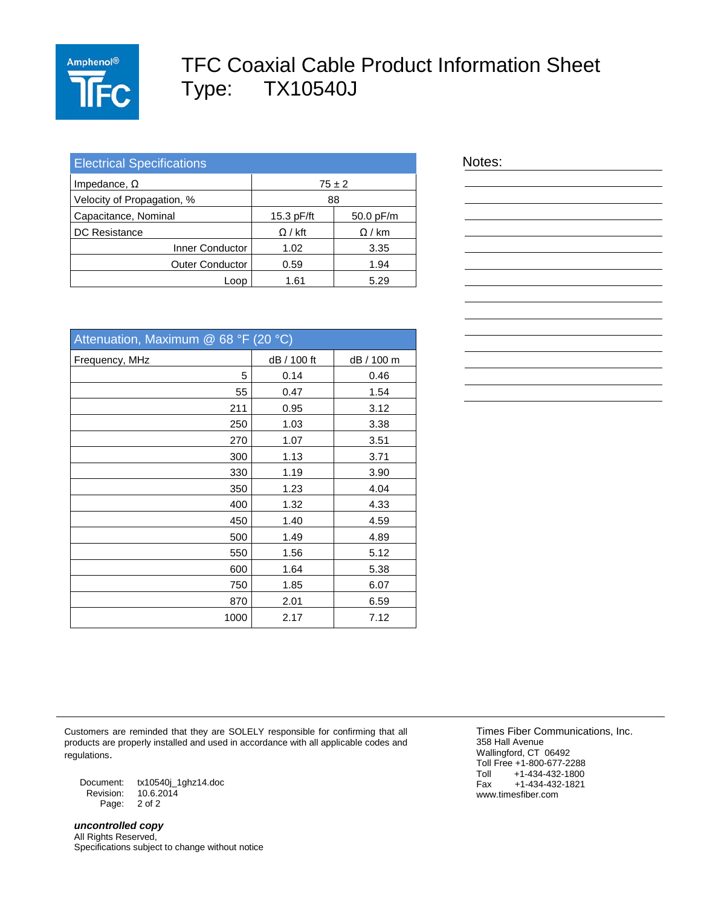# TFC Coaxial Cable Product Information Sheet

# Type: TX10540J

| Electrical Specifications | | |
|---|---|---|
| Impedance, Ω | 75 ± 2 | |
| Velocity of Propagation, % | 88 | |
| Capacitance, Nominal | 15.3 pF/ft | 50.0 pF/m |
| DC Resistance | Ω / kft | Ω / km |
| Inner Conductor | 1.02 | 3.35 |
| Outer Conductor | 0.59 | 1.94 |
| Loop | 1.61 | 5.29 |

| Attenuation, Maximum @ 68 °F (20 °C) | | |
|---|---|---|
| Frequency, MHz | dB / 100 ft | dB / 100 m |
| 5 | 0.14 | 0.46 |
| 55 | 0.47 | 1.54 |
| 211 | 0.95 | 3.12 |
| 250 | 1.03 | 3.38 |
| 270 | 1.07 | 3.51 |
| 300 | 1.13 | 3.71 |
| 330 | 1.19 | 3.90 |
| 350 | 1.23 | 4.04 |
| 400 | 1.32 | 4.33 |
| 450 | 1.40 | 4.59 |
| 500 | 1.49 | 4.89 |
| 550 | 1.56 | 5.12 |
| 600 | 1.64 | 5.38 |
| 750 | 1.85 | 6.07 |
| 870 | 2.01 | 6.59 |
| 1000 | 2.17 | 7.12 |

Notes:

Customers are reminded that they are SOLELY responsible for confirming that all products are properly installed and used in accordance with all applicable codes and regulations.

Document: tx10540j_1ghz14.doc
Revision: 10.6.2014

***uncontrolled copy***
All Rights Reserved,
Specifications subject to change without notice

Times Fiber Communications, Inc.
358 Hall Avenue
Wallingford, CT 06492
Toll Free +1-800-677-2288
Toll +1-434-432-1800
Fax +1-434-432-1821
www.timesfiber.com